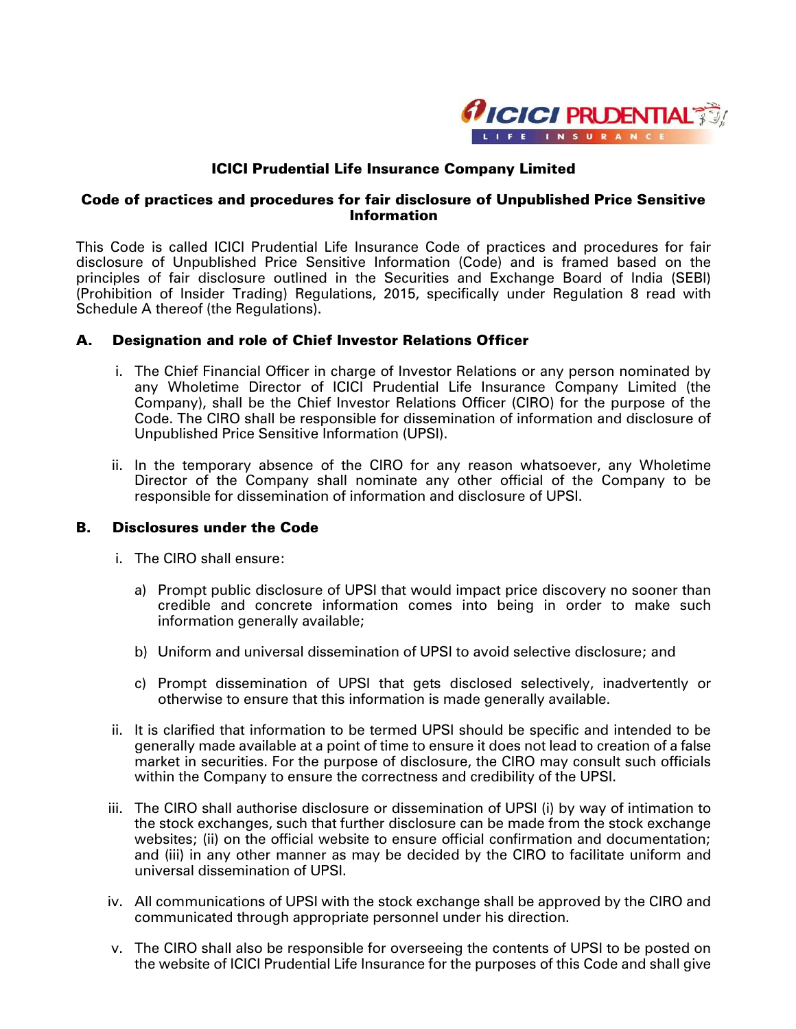# ICICI Prudential Life Insurance Company Limited

## Code of practices and procedures for fair disclosure of Unpublished Price Sensitive Information

This Code is called ICICI Prudential Life Insurance Code of practices and procedures for fair disclosure of Unpublished Price Sensitive Information (Code) and is framed based on the principles of fair disclosure outlined in the Securities and Exchange Board of India (SEBI) (Prohibition of Insider Trading) Regulations, 2015, specifically under Regulation 8 read with Schedule A thereof (the Regulations).

### A. Designation and role of Chief Investor Relations Officer

i. The Chief Financial Officer in charge of Investor Relations or any person nominated by any Wholetime Director of ICICI Prudential Life Insurance Company Limited (the Company), shall be the Chief Investor Relations Officer (CIRO) for the purpose of the Code. The CIRO shall be responsible for dissemination of information and disclosure of Unpublished Price Sensitive Information (UPSI).

ii. In the temporary absence of the CIRO for any reason whatsoever, any Wholetime Director of the Company shall nominate any other official of the Company to be responsible for dissemination of information and disclosure of UPSI.

### B. Disclosures under the Code

i. The CIRO shall ensure:

   a) Prompt public disclosure of UPSI that would impact price discovery no sooner than credible and concrete information comes into being in order to make such information generally available;

   b) Uniform and universal dissemination of UPSI to avoid selective disclosure; and

   c) Prompt dissemination of UPSI that gets disclosed selectively, inadvertently or otherwise to ensure that this information is made generally available.

ii. It is clarified that information to be termed UPSI should be specific and intended to be generally made available at a point of time to ensure it does not lead to creation of a false market in securities. For the purpose of disclosure, the CIRO may consult such officials within the Company to ensure the correctness and credibility of the UPSI.

iii. The CIRO shall authorise disclosure or dissemination of UPSI (i) by way of intimation to the stock exchanges, such that further disclosure can be made from the stock exchange websites; (ii) on the official website to ensure official confirmation and documentation; and (iii) in any other manner as may be decided by the CIRO to facilitate uniform and universal dissemination of UPSI.

iv. All communications of UPSI with the stock exchange shall be approved by the CIRO and communicated through appropriate personnel under his direction.

v. The CIRO shall also be responsible for overseeing the contents of UPSI to be posted on the website of ICICI Prudential Life Insurance for the purposes of this Code and shall give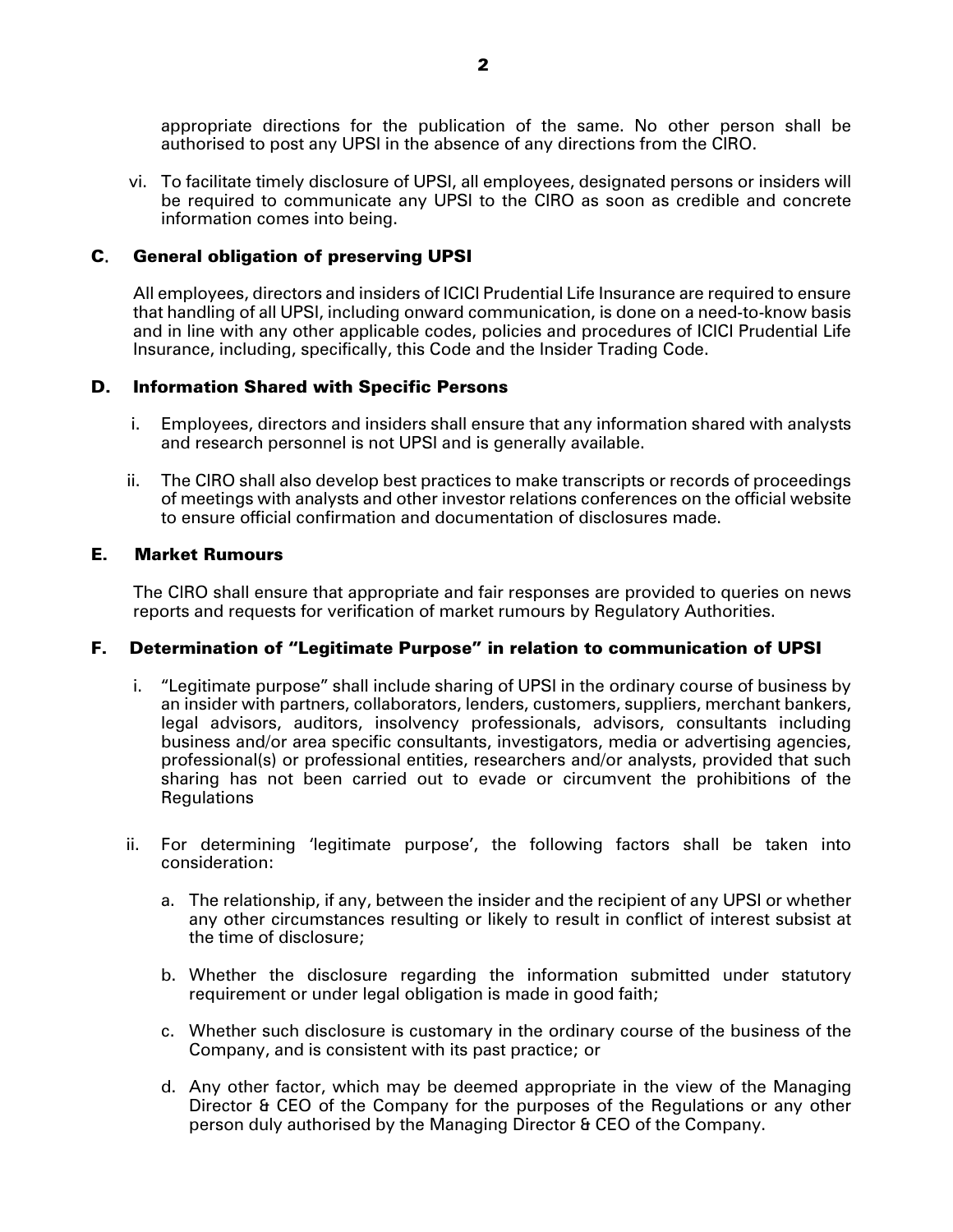appropriate directions for the publication of the same. No other person shall be authorised to post any UPSI in the absence of any directions from the CIRO.

vi. To facilitate timely disclosure of UPSI, all employees, designated persons or insiders will be required to communicate any UPSI to the CIRO as soon as credible and concrete information comes into being.

## C. General obligation of preserving UPSI

All employees, directors and insiders of ICICI Prudential Life Insurance are required to ensure that handling of all UPSI, including onward communication, is done on a need-to-know basis and in line with any other applicable codes, policies and procedures of ICICI Prudential Life Insurance, including, specifically, this Code and the Insider Trading Code.

## D. Information Shared with Specific Persons

i. Employees, directors and insiders shall ensure that any information shared with analysts and research personnel is not UPSI and is generally available.

ii. The CIRO shall also develop best practices to make transcripts or records of proceedings of meetings with analysts and other investor relations conferences on the official website to ensure official confirmation and documentation of disclosures made.

## E. Market Rumours

The CIRO shall ensure that appropriate and fair responses are provided to queries on news reports and requests for verification of market rumours by Regulatory Authorities.

## F. Determination of "Legitimate Purpose" in relation to communication of UPSI

i. "Legitimate purpose" shall include sharing of UPSI in the ordinary course of business by an insider with partners, collaborators, lenders, customers, suppliers, merchant bankers, legal advisors, auditors, insolvency professionals, advisors, consultants including business and/or area specific consultants, investigators, media or advertising agencies, professional(s) or professional entities, researchers and/or analysts, provided that such sharing has not been carried out to evade or circumvent the prohibitions of the Regulations

ii. For determining 'legitimate purpose', the following factors shall be taken into consideration:

   a. The relationship, if any, between the insider and the recipient of any UPSI or whether any other circumstances resulting or likely to result in conflict of interest subsist at the time of disclosure;

   b. Whether the disclosure regarding the information submitted under statutory requirement or under legal obligation is made in good faith;

   c. Whether such disclosure is customary in the ordinary course of the business of the Company, and is consistent with its past practice; or

   d. Any other factor, which may be deemed appropriate in the view of the Managing Director & CEO of the Company for the purposes of the Regulations or any other person duly authorised by the Managing Director & CEO of the Company.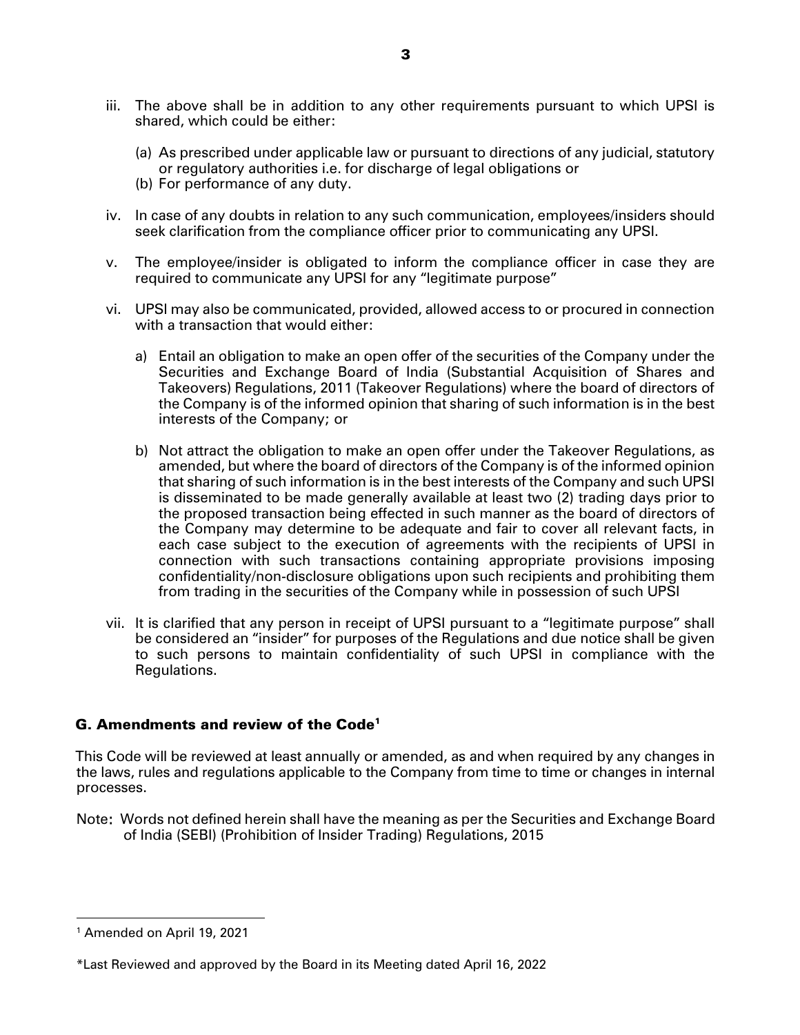iii. The above shall be in addition to any other requirements pursuant to which UPSI is shared, which could be either:

   (a) As prescribed under applicable law or pursuant to directions of any judicial, statutory or regulatory authorities i.e. for discharge of legal obligations or
   (b) For performance of any duty.

iv. In case of any doubts in relation to any such communication, employees/insiders should seek clarification from the compliance officer prior to communicating any UPSI.

v. The employee/insider is obligated to inform the compliance officer in case they are required to communicate any UPSI for any "legitimate purpose"

vi. UPSI may also be communicated, provided, allowed access to or procured in connection with a transaction that would either:

   a) Entail an obligation to make an open offer of the securities of the Company under the Securities and Exchange Board of India (Substantial Acquisition of Shares and Takeovers) Regulations, 2011 (Takeover Regulations) where the board of directors of the Company is of the informed opinion that sharing of such information is in the best interests of the Company; or

   b) Not attract the obligation to make an open offer under the Takeover Regulations, as amended, but where the board of directors of the Company is of the informed opinion that sharing of such information is in the best interests of the Company and such UPSI is disseminated to be made generally available at least two (2) trading days prior to the proposed transaction being effected in such manner as the board of directors of the Company may determine to be adequate and fair to cover all relevant facts, in each case subject to the execution of agreements with the recipients of UPSI in connection with such transactions containing appropriate provisions imposing confidentiality/non-disclosure obligations upon such recipients and prohibiting them from trading in the securities of the Company while in possession of such UPSI

vii. It is clarified that any person in receipt of UPSI pursuant to a "legitimate purpose" shall be considered an "insider" for purposes of the Regulations and due notice shall be given to such persons to maintain confidentiality of such UPSI in compliance with the Regulations.

## G. Amendments and review of the Code[1]

This Code will be reviewed at least annually or amended, as and when required by any changes in the laws, rules and regulations applicable to the Company from time to time or changes in internal processes.

Note: Words not defined herein shall have the meaning as per the Securities and Exchange Board of India (SEBI) (Prohibition of Insider Trading) Regulations, 2015

---

[1] Amended on April 19, 2021

*Last Reviewed and approved by the Board in its Meeting dated April 16, 2022